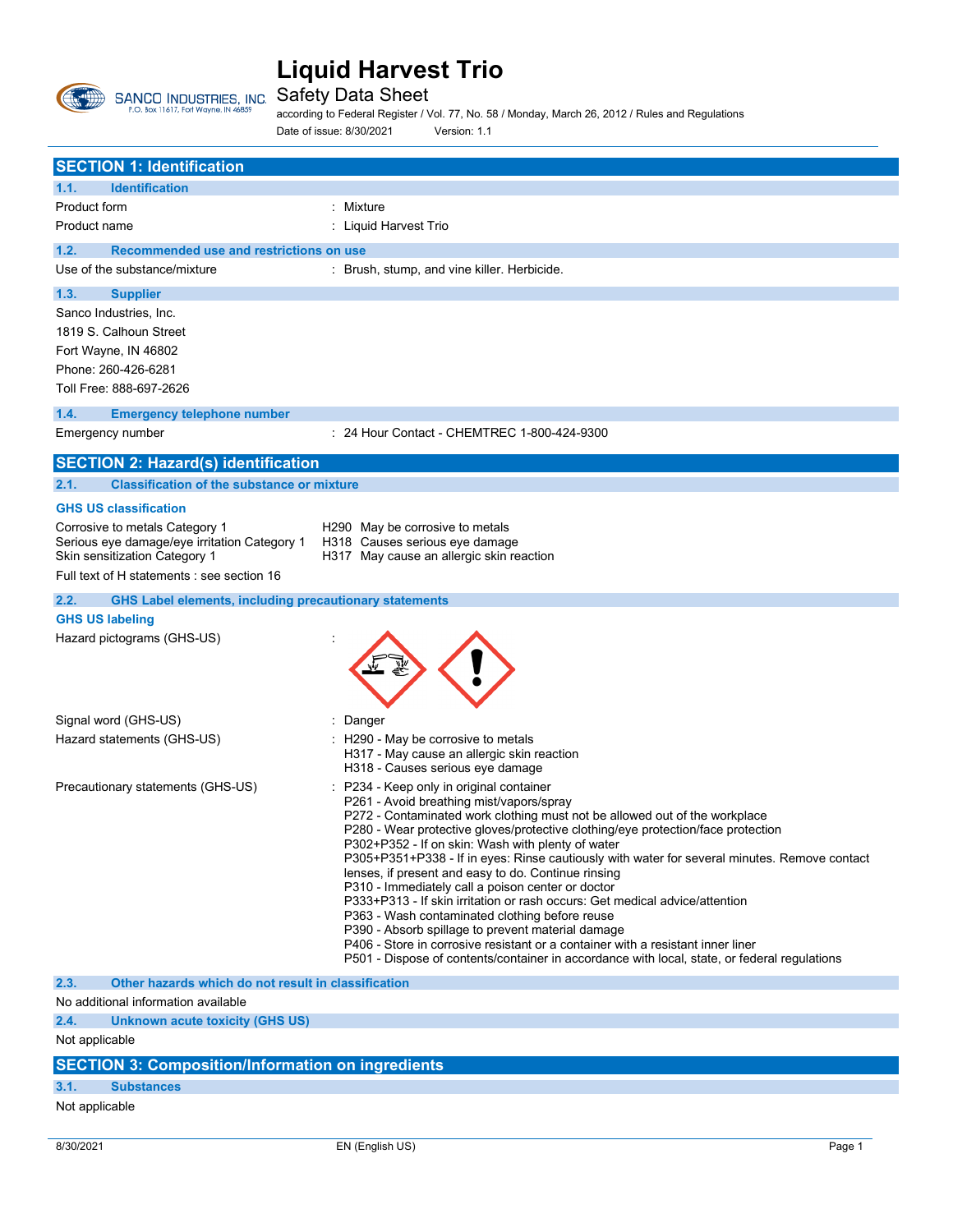# Liquid Harvest Trio

SANCO INDUSTRIES, INC.
P.O. Box 11617, Fort Wayne, IN 46859

Safety Data Sheet

according to Federal Register / Vol. 77, No. 58 / Monday, March 26, 2012 / Rules and Regulations

Date of issue: 8/30/2021 Version: 1.1

## SECTION 1: Identification

### 1.1. Identification

Product form : Mixture

Product name : Liquid Harvest Trio

### 1.2. Recommended use and restrictions on use

Use of the substance/mixture : Brush, stump, and vine killer. Herbicide.

### 1.3. Supplier

Sanco Industries, Inc.
1819 S. Calhoun Street
Fort Wayne, IN 46802
Phone: 260-426-6281
Toll Free: 888-697-2626

### 1.4. Emergency telephone number

Emergency number : 24 Hour Contact - CHEMTREC 1-800-424-9300

## SECTION 2: Hazard(s) identification

### 2.1. Classification of the substance or mixture

**GHS US classification**

| | | |
|---|---|---|
| Corrosive to metals Category 1 | H290 | May be corrosive to metals |
| Serious eye damage/eye irritation Category 1 | H318 | Causes serious eye damage |
| Skin sensitization Category 1 | H317 | May cause an allergic skin reaction |

Full text of H statements : see section 16

### 2.2. GHS Label elements, including precautionary statements

**GHS US labeling**

Hazard pictograms (GHS-US) :

Signal word (GHS-US) : Danger

Hazard statements (GHS-US) :
- H290 - May be corrosive to metals
- H317 - May cause an allergic skin reaction
- H318 - Causes serious eye damage

Precautionary statements (GHS-US) :
- P234 - Keep only in original container
- P261 - Avoid breathing mist/vapors/spray
- P272 - Contaminated work clothing must not be allowed out of the workplace
- P280 - Wear protective gloves/protective clothing/eye protection/face protection
- P302+P352 - If on skin: Wash with plenty of water
- P305+P351+P338 - If in eyes: Rinse cautiously with water for several minutes. Remove contact lenses, if present and easy to do. Continue rinsing
- P310 - Immediately call a poison center or doctor
- P333+P313 - If skin irritation or rash occurs: Get medical advice/attention
- P363 - Wash contaminated clothing before reuse
- P390 - Absorb spillage to prevent material damage
- P406 - Store in corrosive resistant or a container with a resistant inner liner
- P501 - Dispose of contents/container in accordance with local, state, or federal regulations

### 2.3. Other hazards which do not result in classification

No additional information available

### 2.4. Unknown acute toxicity (GHS US)

Not applicable

## SECTION 3: Composition/Information on ingredients

### 3.1. Substances

Not applicable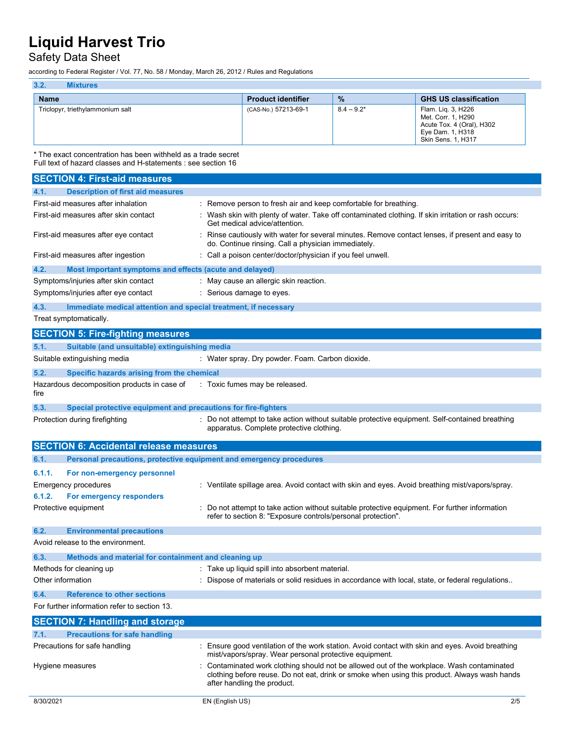### 3.2. Mixtures

| Name | Product identifier | % | GHS US classification |
|---|---|---|---|
| Triclopyr, triethylammonium salt | (CAS-No.) 57213-69-1 | 8.4 – 9.2* | Flam. Liq. 3, H226<br>Met. Corr. 1, H290<br>Acute Tox. 4 (Oral), H302<br>Eye Dam. 1, H318<br>Skin Sens. 1, H317 |

\* The exact concentration has been withheld as a trade secret
Full text of hazard classes and H-statements : see section 16

## SECTION 4: First-aid measures

### 4.1. Description of first aid measures

First-aid measures after inhalation : Remove person to fresh air and keep comfortable for breathing.

First-aid measures after skin contact : Wash skin with plenty of water. Take off contaminated clothing. If skin irritation or rash occurs: Get medical advice/attention.

First-aid measures after eye contact : Rinse cautiously with water for several minutes. Remove contact lenses, if present and easy to do. Continue rinsing. Call a physician immediately.

First-aid measures after ingestion : Call a poison center/doctor/physician if you feel unwell.

### 4.2. Most important symptoms and effects (acute and delayed)

Symptoms/injuries after skin contact : May cause an allergic skin reaction.

Symptoms/injuries after eye contact : Serious damage to eyes.

### 4.3. Immediate medical attention and special treatment, if necessary

Treat symptomatically.

## SECTION 5: Fire-fighting measures

### 5.1. Suitable (and unsuitable) extinguishing media

Suitable extinguishing media : Water spray. Dry powder. Foam. Carbon dioxide.

### 5.2. Specific hazards arising from the chemical

Hazardous decomposition products in case of fire : Toxic fumes may be released.

### 5.3. Special protective equipment and precautions for fire-fighters

Protection during firefighting : Do not attempt to take action without suitable protective equipment. Self-contained breathing apparatus. Complete protective clothing.

## SECTION 6: Accidental release measures

### 6.1. Personal precautions, protective equipment and emergency procedures

#### 6.1.1. For non-emergency personnel

Emergency procedures : Ventilate spillage area. Avoid contact with skin and eyes. Avoid breathing mist/vapors/spray.

#### 6.1.2. For emergency responders

Protective equipment : Do not attempt to take action without suitable protective equipment. For further information refer to section 8: "Exposure controls/personal protection".

### 6.2. Environmental precautions

Avoid release to the environment.

### 6.3. Methods and material for containment and cleaning up

Methods for cleaning up : Take up liquid spill into absorbent material.

Other information : Dispose of materials or solid residues in accordance with local, state, or federal regulations..

### 6.4. Reference to other sections

For further information refer to section 13.

## SECTION 7: Handling and storage

### 7.1. Precautions for safe handling

Precautions for safe handling : Ensure good ventilation of the work station. Avoid contact with skin and eyes. Avoid breathing mist/vapors/spray. Wear personal protective equipment.

Hygiene measures : Contaminated work clothing should not be allowed out of the workplace. Wash contaminated clothing before reuse. Do not eat, drink or smoke when using this product. Always wash hands after handling the product.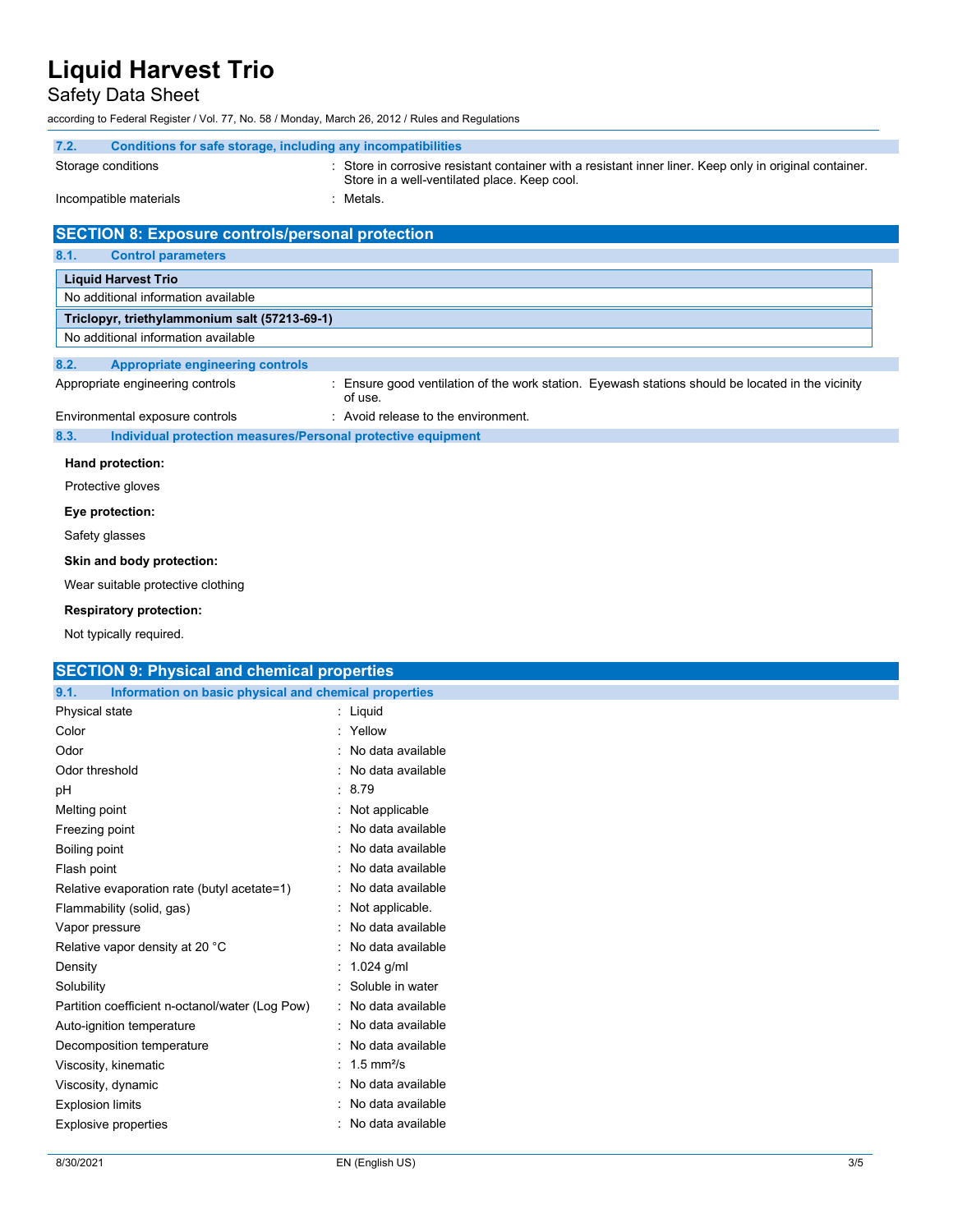### 7.2. Conditions for safe storage, including any incompatibilities

| | |
|---|---|
| Storage conditions | : Store in corrosive resistant container with a resistant inner liner. Keep only in original container. Store in a well-ventilated place. Keep cool. |
| Incompatible materials | : Metals. |

## SECTION 8: Exposure controls/personal protection

### 8.1. Control parameters

| Liquid Harvest Trio |
|---|
| No additional information available |

| Triclopyr, triethylammonium salt (57213-69-1) |
|---|
| No additional information available |

### 8.2. Appropriate engineering controls

| | |
|---|---|
| Appropriate engineering controls | : Ensure good ventilation of the work station. Eyewash stations should be located in the vicinity of use. |
| Environmental exposure controls | : Avoid release to the environment. |

### 8.3. Individual protection measures/Personal protective equipment

**Hand protection:**

Protective gloves

**Eye protection:**

Safety glasses

**Skin and body protection:**

Wear suitable protective clothing

**Respiratory protection:**

Not typically required.

## SECTION 9: Physical and chemical properties

### 9.1. Information on basic physical and chemical properties

| | |
|---|---|
| Physical state | : Liquid |
| Color | : Yellow |
| Odor | : No data available |
| Odor threshold | : No data available |
| pH | : 8.79 |
| Melting point | : Not applicable |
| Freezing point | : No data available |
| Boiling point | : No data available |
| Flash point | : No data available |
| Relative evaporation rate (butyl acetate=1) | : No data available |
| Flammability (solid, gas) | : Not applicable. |
| Vapor pressure | : No data available |
| Relative vapor density at 20 °C | : No data available |
| Density | : 1.024 g/ml |
| Solubility | : Soluble in water |
| Partition coefficient n-octanol/water (Log Pow) | : No data available |
| Auto-ignition temperature | : No data available |
| Decomposition temperature | : No data available |
| Viscosity, kinematic | : 1.5 $mm^2/s$ |
| Viscosity, dynamic | : No data available |
| Explosion limits | : No data available |
| Explosive properties | : No data available |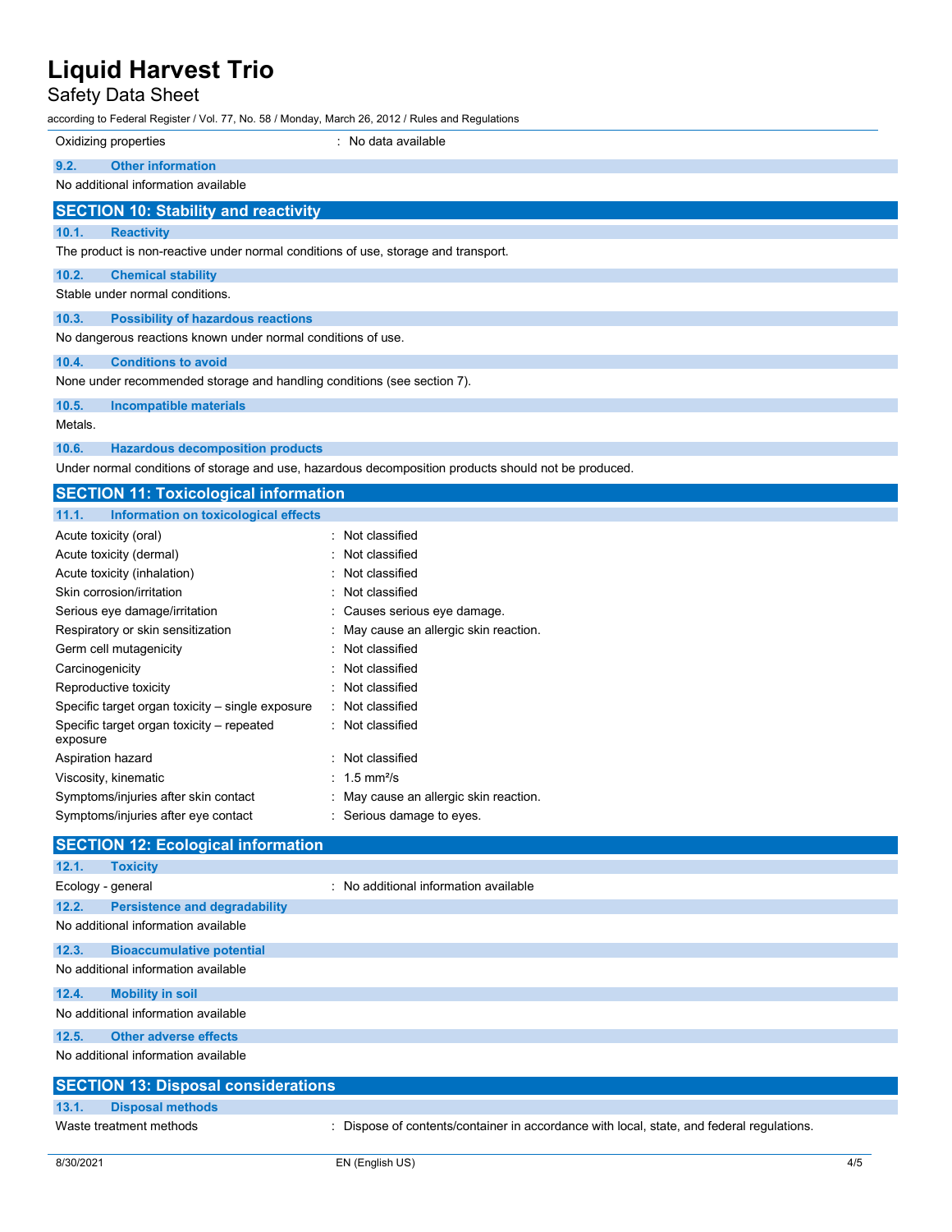| | |
|---|---|
| Oxidizing properties | : No data available |

### 9.2. Other information

No additional information available

## SECTION 10: Stability and reactivity

### 10.1. Reactivity

The product is non-reactive under normal conditions of use, storage and transport.

### 10.2. Chemical stability

Stable under normal conditions.

### 10.3. Possibility of hazardous reactions

No dangerous reactions known under normal conditions of use.

### 10.4. Conditions to avoid

None under recommended storage and handling conditions (see section 7).

### 10.5. Incompatible materials

Metals.

### 10.6. Hazardous decomposition products

Under normal conditions of storage and use, hazardous decomposition products should not be produced.

## SECTION 11: Toxicological information

### 11.1. Information on toxicological effects

| | |
|---|---|
| Acute toxicity (oral) | : Not classified |
| Acute toxicity (dermal) | : Not classified |
| Acute toxicity (inhalation) | : Not classified |
| Skin corrosion/irritation | : Not classified |
| Serious eye damage/irritation | : Causes serious eye damage. |
| Respiratory or skin sensitization | : May cause an allergic skin reaction. |
| Germ cell mutagenicity | : Not classified |
| Carcinogenicity | : Not classified |
| Reproductive toxicity | : Not classified |
| Specific target organ toxicity – single exposure | : Not classified |
| Specific target organ toxicity – repeated exposure | : Not classified |
| Aspiration hazard | : Not classified |
| Viscosity, kinematic | : 1.5 $mm^2/s$ |
| Symptoms/injuries after skin contact | : May cause an allergic skin reaction. |
| Symptoms/injuries after eye contact | : Serious damage to eyes. |

## SECTION 12: Ecological information

### 12.1. Toxicity

| | |
|---|---|
| Ecology - general | : No additional information available |

### 12.2. Persistence and degradability

No additional information available

### 12.3. Bioaccumulative potential

No additional information available

### 12.4. Mobility in soil

No additional information available

### 12.5. Other adverse effects

No additional information available

## SECTION 13: Disposal considerations

### 13.1. Disposal methods

| | |
|---|---|
| Waste treatment methods | : Dispose of contents/container in accordance with local, state, and federal regulations. |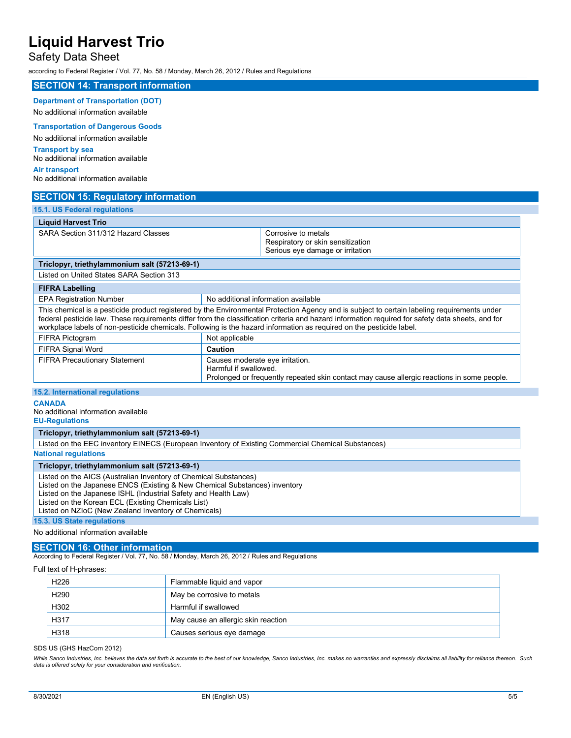## SECTION 14: Transport information

**Department of Transportation (DOT)**

No additional information available

**Transportation of Dangerous Goods**

No additional information available

**Transport by sea**

No additional information available

**Air transport**

No additional information available

## SECTION 15: Regulatory information

### 15.1. US Federal regulations

| **Liquid Harvest Trio** | |
|---|---|
| SARA Section 311/312 Hazard Classes | Corrosive to metals<br>Respiratory or skin sensitization<br>Serious eye damage or irritation |

| **Triclopyr, triethylammonium salt (57213-69-1)** |
|---|
| Listed on United States SARA Section 313 |

| **FIFRA Labelling** | |
|---|---|
| EPA Registration Number | No additional information available |
| This chemical is a pesticide product registered by the Environmental Protection Agency and is subject to certain labeling requirements under federal pesticide law. These requirements differ from the classification criteria and hazard information required for safety data sheets, and for workplace labels of non-pesticide chemicals. Following is the hazard information as required on the pesticide label. | |
| FIFRA Pictogram | Not applicable |
| FIFRA Signal Word | **Caution** |
| FIFRA Precautionary Statement | Causes moderate eye irritation.<br>Harmful if swallowed.<br>Prolonged or frequently repeated skin contact may cause allergic reactions in some people. |

### 15.2. International regulations

**CANADA**

No additional information available

**EU-Regulations**

| **Triclopyr, triethylammonium salt (57213-69-1)** |
|---|
| Listed on the EEC inventory EINECS (European Inventory of Existing Commercial Chemical Substances) |

**National regulations**

| **Triclopyr, triethylammonium salt (57213-69-1)** |
|---|
| Listed on the AICS (Australian Inventory of Chemical Substances)<br>Listed on the Japanese ENCS (Existing & New Chemical Substances) inventory<br>Listed on the Japanese ISHL (Industrial Safety and Health Law)<br>Listed on the Korean ECL (Existing Chemicals List)<br>Listed on NZIoC (New Zealand Inventory of Chemicals) |

### 15.3. US State regulations

No additional information available

## SECTION 16: Other information

According to Federal Register / Vol. 77, No. 58 / Monday, March 26, 2012 / Rules and Regulations

Full text of H-phrases:

| | |
|---|---|
| H226 | Flammable liquid and vapor |
| H290 | May be corrosive to metals |
| H302 | Harmful if swallowed |
| H317 | May cause an allergic skin reaction |
| H318 | Causes serious eye damage |

SDS US (GHS HazCom 2012)

*While Sanco Industries, Inc. believes the data set forth is accurate to the best of our knowledge, Sanco Industries, Inc. makes no warranties and expressly disclaims all liability for reliance thereon. Such data is offered solely for your consideration and verification.*